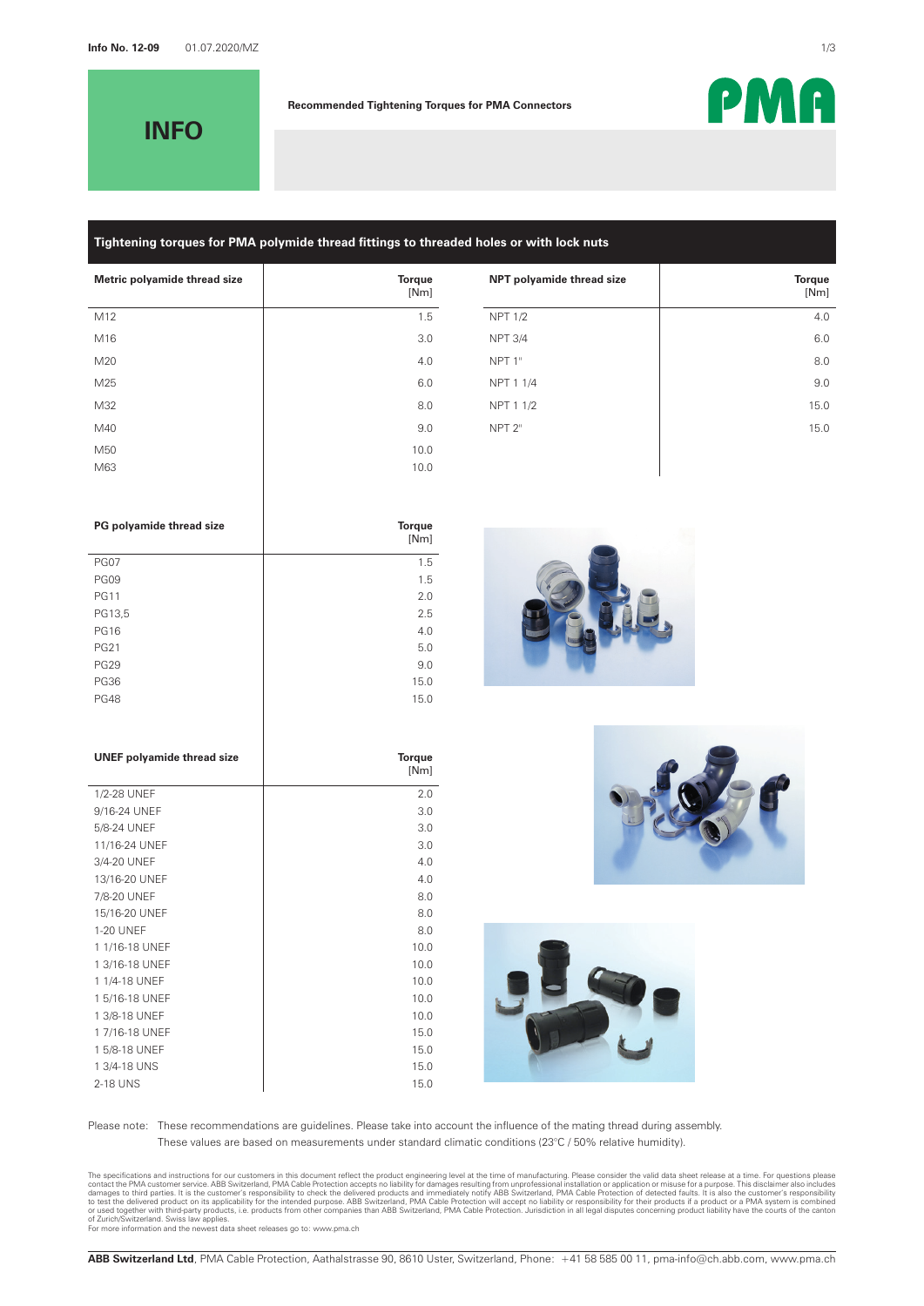Info No. 12-09 01.07.2020/MZ

# INFO

**Recommended Tightening Torques for PMA Connectors**

## Tightening torques for PMA polymide thread fittings to threaded holes or with lock nuts

| Metric polyamide thread size | Torque [Nm] |
|---|---|
| M12 | 1.5 |
| M16 | 3.0 |
| M20 | 4.0 |
| M25 | 6.0 |
| M32 | 8.0 |
| M40 | 9.0 |
| M50 | 10.0 |
| M63 | 10.0 |

| NPT polyamide thread size | Torque [Nm] |
|---|---|
| NPT 1/2 | 4.0 |
| NPT 3/4 | 6.0 |
| NPT 1" | 8.0 |
| NPT 1 1/4 | 9.0 |
| NPT 1 1/2 | 15.0 |
| NPT 2" | 15.0 |

| PG polyamide thread size | Torque [Nm] |
|---|---|
| PG07 | 1.5 |
| PG09 | 1.5 |
| PG11 | 2.0 |
| PG13,5 | 2.5 |
| PG16 | 4.0 |
| PG21 | 5.0 |
| PG29 | 9.0 |
| PG36 | 15.0 |
| PG48 | 15.0 |

| UNEF polyamide thread size | Torque [Nm] |
|---|---|
| 1/2-28 UNEF | 2.0 |
| 9/16-24 UNEF | 3.0 |
| 5/8-24 UNEF | 3.0 |
| 11/16-24 UNEF | 3.0 |
| 3/4-20 UNEF | 4.0 |
| 13/16-20 UNEF | 4.0 |
| 7/8-20 UNEF | 8.0 |
| 15/16-20 UNEF | 8.0 |
| 1-20 UNEF | 8.0 |
| 1 1/16-18 UNEF | 10.0 |
| 1 3/16-18 UNEF | 10.0 |
| 1 1/4-18 UNEF | 10.0 |
| 1 5/16-18 UNEF | 10.0 |
| 1 3/8-18 UNEF | 10.0 |
| 1 7/16-18 UNEF | 15.0 |
| 1 5/8-18 UNEF | 15.0 |
| 1 3/4-18 UNS | 15.0 |
| 2-18 UNS | 15.0 |

Please note: These recommendations are guidelines. Please take into account the influence of the mating thread during assembly. These values are based on measurements under standard climatic conditions (23°C / 50% relative humidity).

The specifications and instructions for our customers in this document reflect the product engineering level at the time of manufacturing. Please consider the valid data sheet release at a time. For questions please contact the PMA customer service. ABB Switzerland, PMA Cable Protection accepts no liability for damages resulting from unprofessional installation or application or misuse for a purpose. This disclaimer also includes damages to third parties. It is the customer's responsibility to check the delivered products and immediately notify ABB Switzerland, PMA Cable Protection of detected faults. It is also the customer's responsibility to test the delivered product on its applicability for the intended purpose. ABB Switzerland, PMA Cable Protection will accept no liability or responsibility for their products if a product or a PMA system is combined or used together with third-party products, i.e. products from other companies than ABB Switzerland, PMA Cable Protection. Jurisdiction in all legal disputes concerning product liability have the courts of the canton of Zurich/Switzerland. Swiss law applies.
For more information and the newest data sheet releases go to: www.pma.ch

**ABB Switzerland Ltd**, PMA Cable Protection, Aathalstrasse 90, 8610 Uster, Switzerland, Phone: +41 58 585 00 11, pma-info@ch.abb.com, www.pma.ch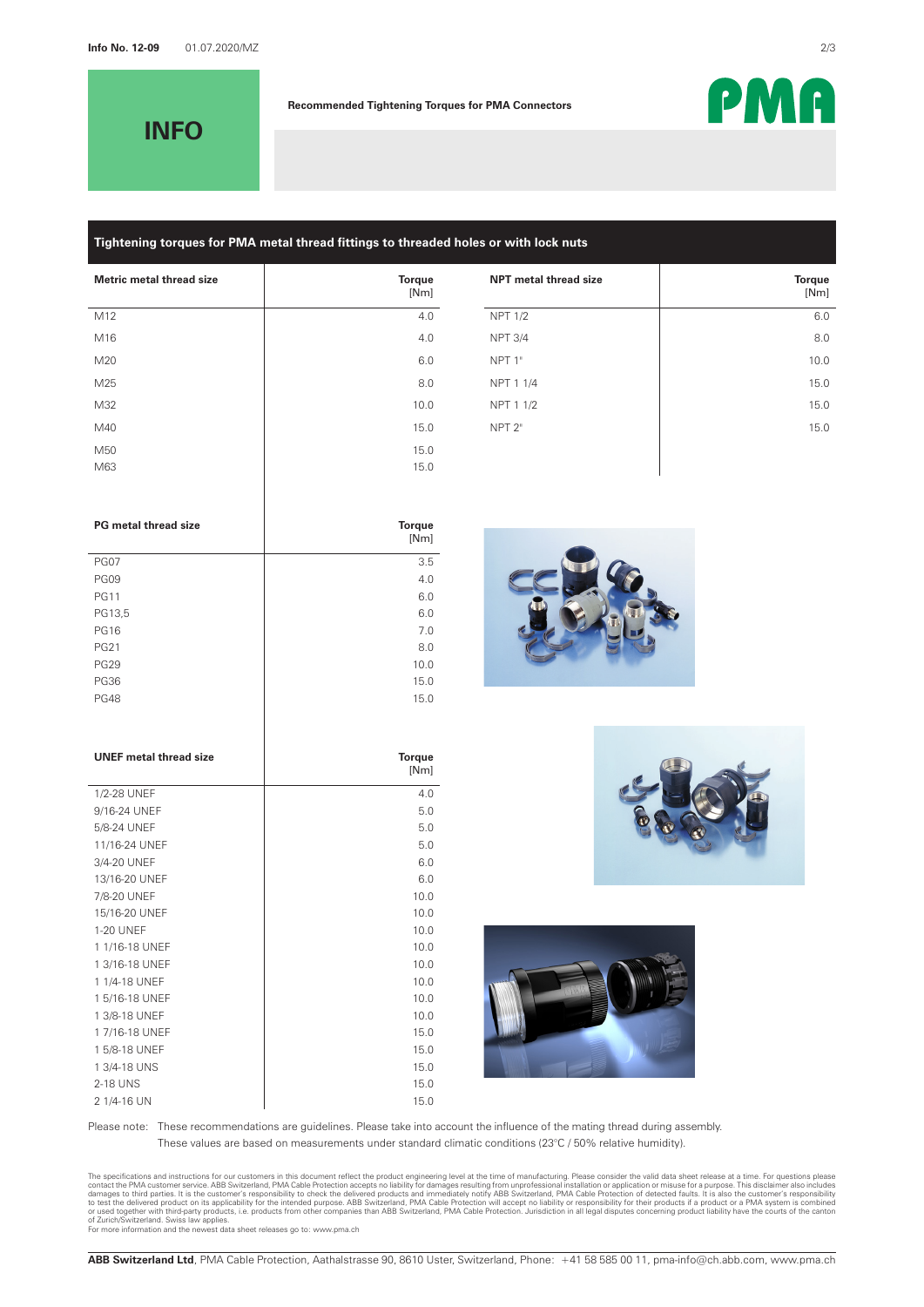# INFO

**Recommended Tightening Torques for PMA Connectors**

## Tightening torques for PMA metal thread fittings to threaded holes or with lock nuts

| Metric metal thread size | Torque [Nm] |
|---|---|
| M12 | 4.0 |
| M16 | 4.0 |
| M20 | 6.0 |
| M25 | 8.0 |
| M32 | 10.0 |
| M40 | 15.0 |
| M50 | 15.0 |
| M63 | 15.0 |

| NPT metal thread size | Torque [Nm] |
|---|---|
| NPT 1/2 | 6.0 |
| NPT 3/4 | 8.0 |
| NPT 1" | 10.0 |
| NPT 1 1/4 | 15.0 |
| NPT 1 1/2 | 15.0 |
| NPT 2" | 15.0 |

| PG metal thread size | Torque [Nm] |
|---|---|
| PG07 | 3.5 |
| PG09 | 4.0 |
| PG11 | 6.0 |
| PG13,5 | 6.0 |
| PG16 | 7.0 |
| PG21 | 8.0 |
| PG29 | 10.0 |
| PG36 | 15.0 |
| PG48 | 15.0 |

| UNEF metal thread size | Torque [Nm] |
|---|---|
| 1/2-28 UNEF | 4.0 |
| 9/16-24 UNEF | 5.0 |
| 5/8-24 UNEF | 5.0 |
| 11/16-24 UNEF | 5.0 |
| 3/4-20 UNEF | 6.0 |
| 13/16-20 UNEF | 6.0 |
| 7/8-20 UNEF | 10.0 |
| 15/16-20 UNEF | 10.0 |
| 1-20 UNEF | 10.0 |
| 1 1/16-18 UNEF | 10.0 |
| 1 3/16-18 UNEF | 10.0 |
| 1 1/4-18 UNEF | 10.0 |
| 1 5/16-18 UNEF | 10.0 |
| 1 3/8-18 UNEF | 10.0 |
| 1 7/16-18 UNEF | 15.0 |
| 1 5/8-18 UNEF | 15.0 |
| 1 3/4-18 UNS | 15.0 |
| 2-18 UNS | 15.0 |
| 2 1/4-16 UN | 15.0 |

Please note: These recommendations are guidelines. Please take into account the influence of the mating thread during assembly.
These values are based on measurements under standard climatic conditions (23°C / 50% relative humidity).

The specifications and instructions for our customers in this document reflect the product engineering level at the time of manufacturing. Please consider the valid data sheet release at a time. For questions please contact the PMA customer service. ABB Switzerland, PMA Cable Protection accepts no liability for damages resulting from unprofessional installation or application or misuse for a purpose. This disclaimer also includes damages to third parties. It is the customer's responsibility to check the delivered products and immediately notify ABB Switzerland, PMA Cable Protection of detected faults. It is also the customer's responsibility to test the delivered product on its applicability for the intended purpose. ABB Switzerland, PMA Cable Protection will accept no liability or responsibility for their products if a product or a PMA system is combined or used together with third-party products, i.e. products from other companies than ABB Switzerland, PMA Cable Protection. Jurisdiction in all legal disputes concerning product liability have the courts of the canton of Zurich/Switzerland. Swiss law applies.
For more information and the newest data sheet releases go to: www.pma.ch

**ABB Switzerland Ltd**, PMA Cable Protection, Aathalstrasse 90, 8610 Uster, Switzerland, Phone: +41 58 585 00 11, pma-info@ch.abb.com, www.pma.ch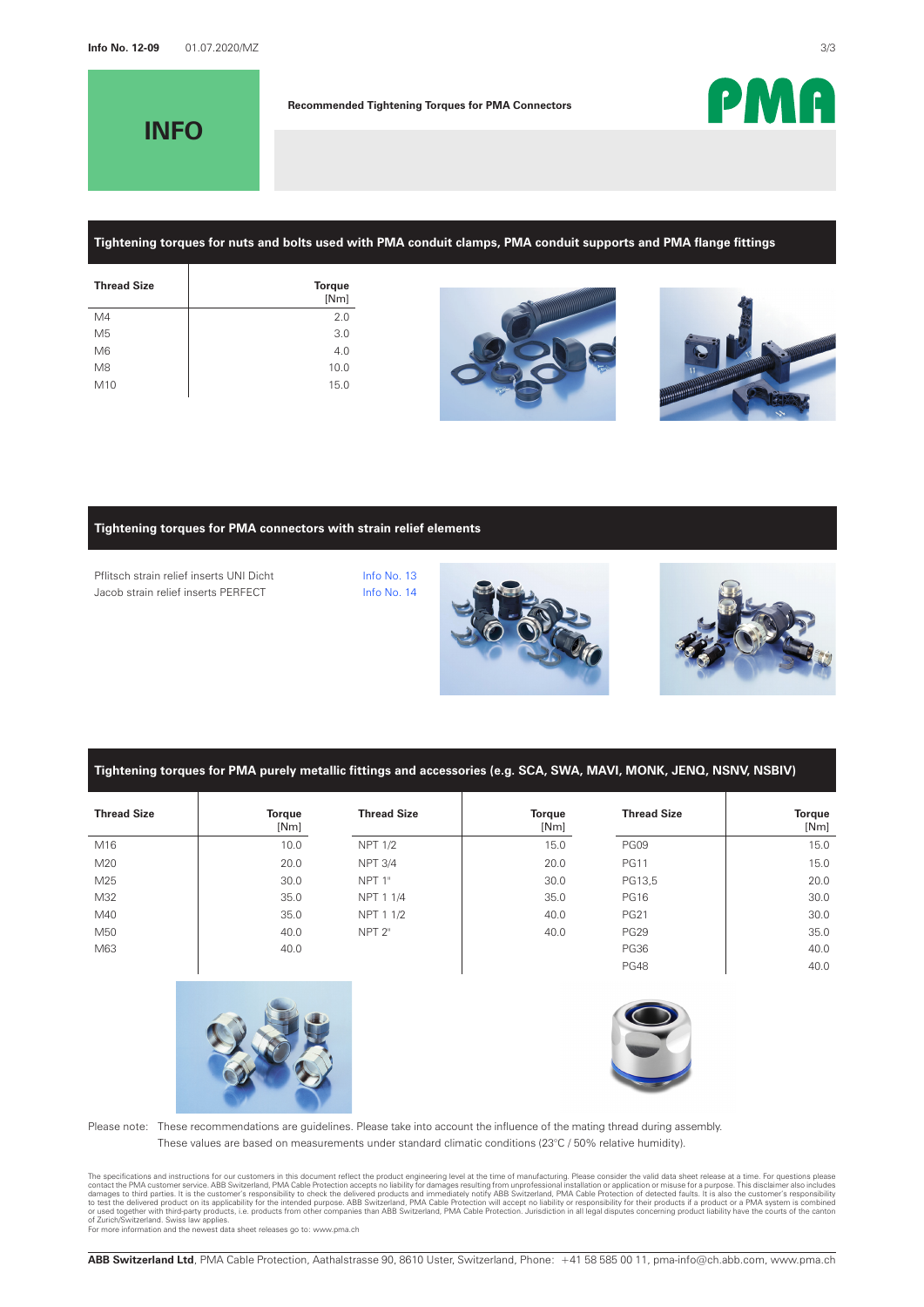# INFO

**Recommended Tightening Torques for PMA Connectors**

## Tightening torques for nuts and bolts used with PMA conduit clamps, PMA conduit supports and PMA flange fittings

| Thread Size | Torque [Nm] |
|---|---|
| M4 | 2.0 |
| M5 | 3.0 |
| M6 | 4.0 |
| M8 | 10.0 |
| M10 | 15.0 |

## Tightening torques for PMA connectors with strain relief elements

Pflitsch strain relief inserts UNI Dicht — Info No. 13
Jacob strain relief inserts PERFECT — Info No. 14

## Tightening torques for PMA purely metallic fittings and accessories (e.g. SCA, SWA, MAVI, MONK, JENQ, NSNV, NSBIV)

| Thread Size | Torque [Nm] | Thread Size | Torque [Nm] | Thread Size | Torque [Nm] |
|---|---|---|---|---|---|
| M16 | 10.0 | NPT 1/2 | 15.0 | PG09 | 15.0 |
| M20 | 20.0 | NPT 3/4 | 20.0 | PG11 | 15.0 |
| M25 | 30.0 | NPT 1" | 30.0 | PG13,5 | 20.0 |
| M32 | 35.0 | NPT 1 1/4 | 35.0 | PG16 | 30.0 |
| M40 | 35.0 | NPT 1 1/2 | 40.0 | PG21 | 30.0 |
| M50 | 40.0 | NPT 2" | 40.0 | PG29 | 35.0 |
| M63 | 40.0 | | | PG36 | 40.0 |
| | | | | PG48 | 40.0 |

Please note: These recommendations are guidelines. Please take into account the influence of the mating thread during assembly.
These values are based on measurements under standard climatic conditions (23°C / 50% relative humidity).

The specifications and instructions for our customers in this document reflect the product engineering level at the time of manufacturing. Please consider the valid data sheet release at a time. For questions please contact the PMA customer service. ABB Switzerland, PMA Cable Protection accepts no liability for damages resulting from unprofessional installation or application or misuse for a purpose. This disclaimer also includes damages to third parties. It is the customer's responsibility to check the delivered products and immediately notify ABB Switzerland, PMA Cable Protection of detected faults. It is also the customer's responsibility to test the delivered product on its applicability for the intended purpose. ABB Switzerland, PMA Cable Protection will accept no liability or responsibility for their products if a product or a PMA system is combined or used together with third-party products, i.e. products from other companies than ABB Switzerland, PMA Cable Protection. Jurisdiction in all legal disputes concerning product liability have the courts of the canton of Zurich/Switzerland. Swiss law applies.
For more information and the newest data sheet releases go to: www.pma.ch

**ABB Switzerland Ltd**, PMA Cable Protection, Aathalstrasse 90, 8610 Uster, Switzerland, Phone: +41 58 585 00 11, pma-info@ch.abb.com, www.pma.ch